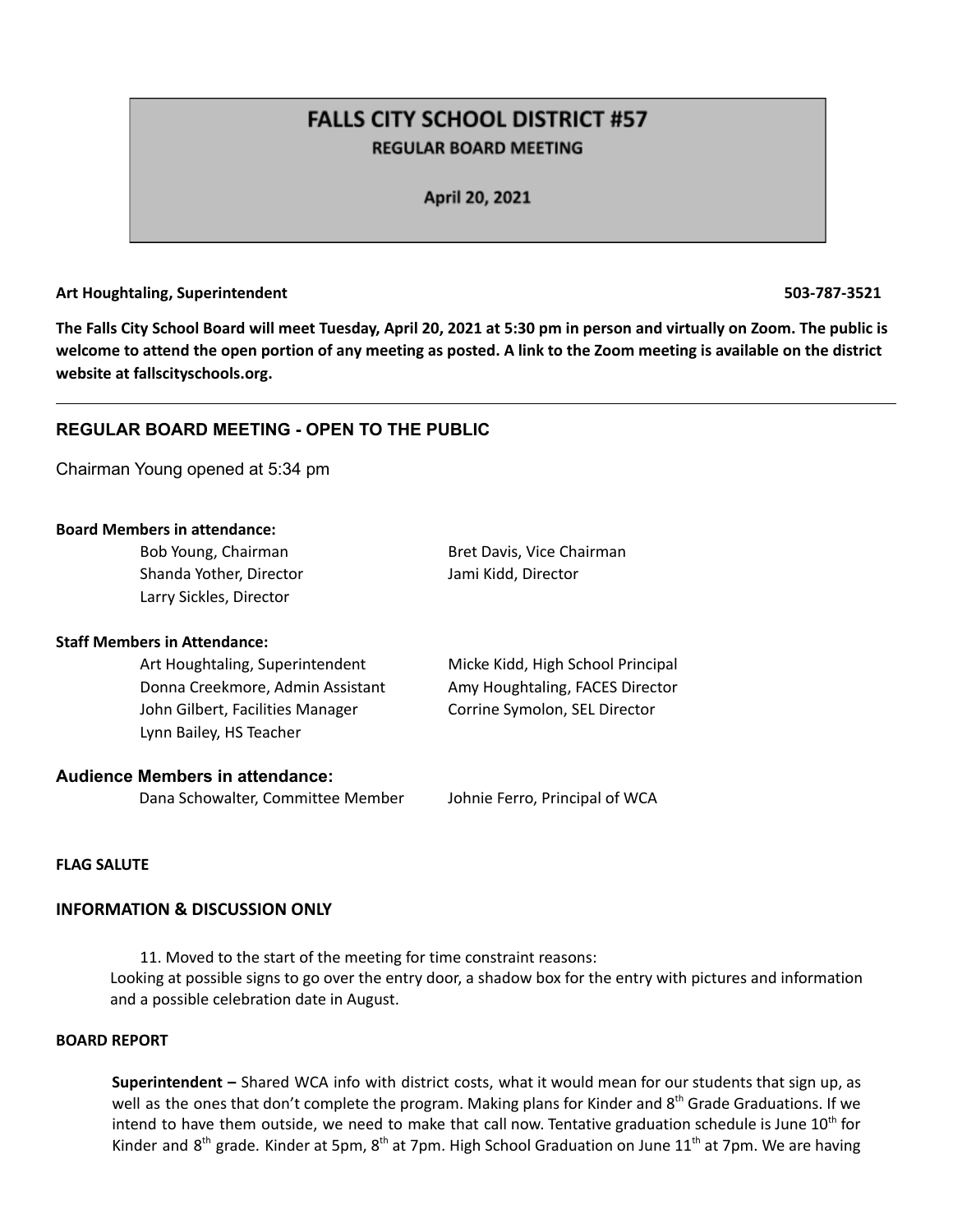# FALLS CITY SCHOOL DISTRICT #57

## REGULAR BOARD MEETING

**April 20, 2021**

**Art Houghtaling, Superintendent** **503-787-3521**

**The Falls City School Board will meet Tuesday, April 20, 2021 at 5:30 pm in person and virtually on Zoom. The public is welcome to attend the open portion of any meeting as posted. A link to the Zoom meeting is available on the district website at fallscityschools.org.**

---

## REGULAR BOARD MEETING - OPEN TO THE PUBLIC

Chairman Young opened at 5:34 pm

**Board Members in attendance:**

- Bob Young, Chairman
- Bret Davis, Vice Chairman
- Shanda Yother, Director
- Jami Kidd, Director
- Larry Sickles, Director

**Staff Members in Attendance:**

- Art Houghtaling, Superintendent
- Micke Kidd, High School Principal
- Donna Creekmore, Admin Assistant
- Amy Houghtaling, FACES Director
- John Gilbert, Facilities Manager
- Corrine Symolon, SEL Director
- Lynn Bailey, HS Teacher

**Audience Members in attendance:**

- Dana Schowalter, Committee Member
- Johnie Ferro, Principal of WCA

**FLAG SALUTE**

### INFORMATION & DISCUSSION ONLY

11. Moved to the start of the meeting for time constraint reasons:

Looking at possible signs to go over the entry door, a shadow box for the entry with pictures and information and a possible celebration date in August.

**BOARD REPORT**

**Superintendent –** Shared WCA info with district costs, what it would mean for our students that sign up, as well as the ones that don't complete the program. Making plans for Kinder and 8th Grade Graduations. If we intend to have them outside, we need to make that call now. Tentative graduation schedule is June 10th for Kinder and 8th grade. Kinder at 5pm, 8th at 7pm. High School Graduation on June 11th at 7pm. We are having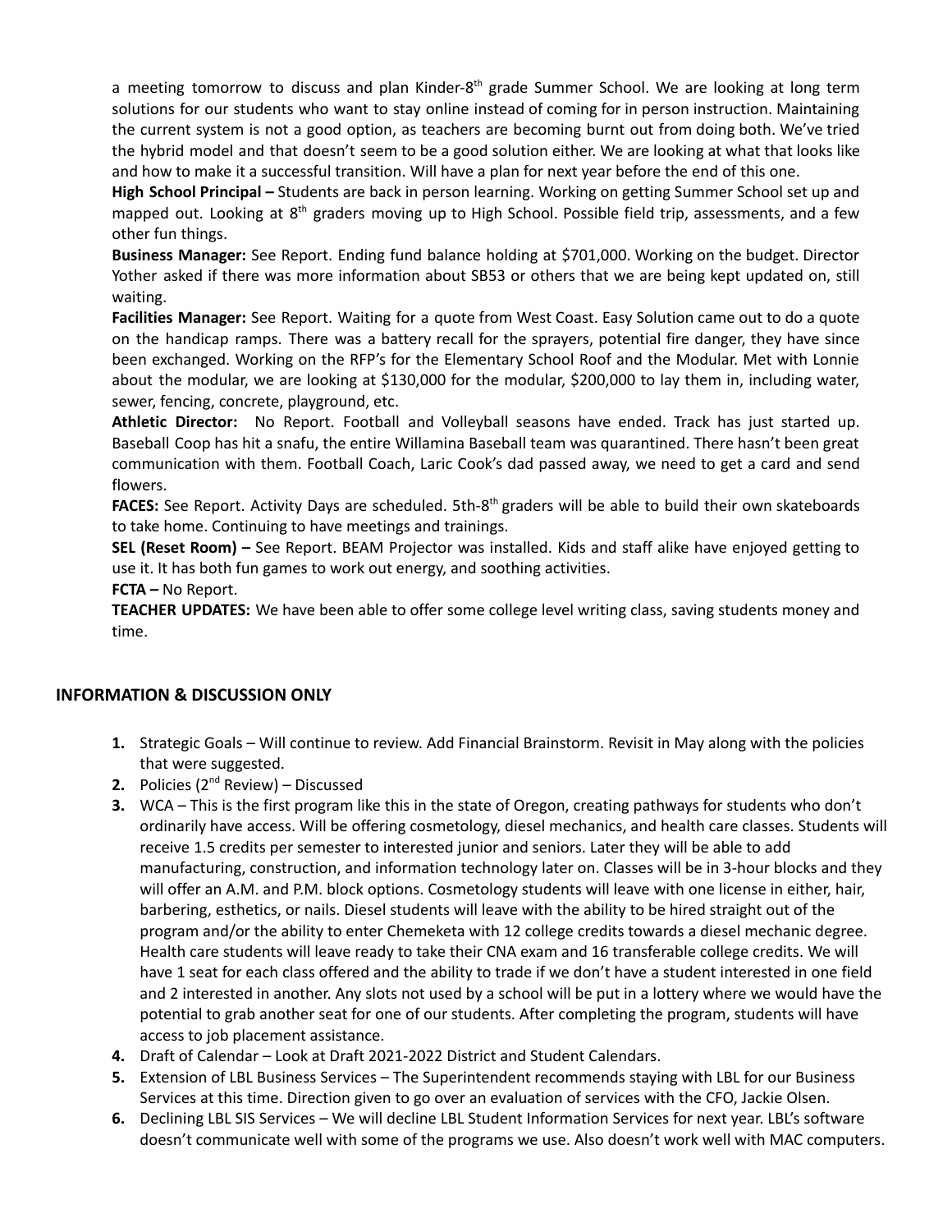a meeting tomorrow to discuss and plan Kinder-8th grade Summer School. We are looking at long term solutions for our students who want to stay online instead of coming for in person instruction. Maintaining the current system is not a good option, as teachers are becoming burnt out from doing both. We've tried the hybrid model and that doesn't seem to be a good solution either. We are looking at what that looks like and how to make it a successful transition. Will have a plan for next year before the end of this one.

**High School Principal –** Students are back in person learning. Working on getting Summer School set up and mapped out. Looking at 8th graders moving up to High School. Possible field trip, assessments, and a few other fun things.

**Business Manager:** See Report. Ending fund balance holding at $701,000. Working on the budget. Director Yother asked if there was more information about SB53 or others that we are being kept updated on, still waiting.

**Facilities Manager:** See Report. Waiting for a quote from West Coast. Easy Solution came out to do a quote on the handicap ramps. There was a battery recall for the sprayers, potential fire danger, they have since been exchanged. Working on the RFP's for the Elementary School Roof and the Modular. Met with Lonnie about the modular, we are looking at $130,000 for the modular, $200,000 to lay them in, including water, sewer, fencing, concrete, playground, etc.

**Athletic Director:** No Report. Football and Volleyball seasons have ended. Track has just started up. Baseball Coop has hit a snafu, the entire Willamina Baseball team was quarantined. There hasn't been great communication with them. Football Coach, Laric Cook's dad passed away, we need to get a card and send flowers.

**FACES:** See Report. Activity Days are scheduled. 5th-8th graders will be able to build their own skateboards to take home. Continuing to have meetings and trainings.

**SEL (Reset Room) –** See Report. BEAM Projector was installed. Kids and staff alike have enjoyed getting to use it. It has both fun games to work out energy, and soothing activities.

**FCTA –** No Report.

**TEACHER UPDATES:** We have been able to offer some college level writing class, saving students money and time.

## INFORMATION & DISCUSSION ONLY

1. Strategic Goals – Will continue to review. Add Financial Brainstorm. Revisit in May along with the policies that were suggested.
2. Policies (2nd Review) – Discussed
3. WCA – This is the first program like this in the state of Oregon, creating pathways for students who don't ordinarily have access. Will be offering cosmetology, diesel mechanics, and health care classes. Students will receive 1.5 credits per semester to interested junior and seniors. Later they will be able to add manufacturing, construction, and information technology later on. Classes will be in 3-hour blocks and they will offer an A.M. and P.M. block options. Cosmetology students will leave with one license in either, hair, barbering, esthetics, or nails. Diesel students will leave with the ability to be hired straight out of the program and/or the ability to enter Chemeketa with 12 college credits towards a diesel mechanic degree. Health care students will leave ready to take their CNA exam and 16 transferable college credits. We will have 1 seat for each class offered and the ability to trade if we don't have a student interested in one field and 2 interested in another. Any slots not used by a school will be put in a lottery where we would have the potential to grab another seat for one of our students. After completing the program, students will have access to job placement assistance.
4. Draft of Calendar – Look at Draft 2021-2022 District and Student Calendars.
5. Extension of LBL Business Services – The Superintendent recommends staying with LBL for our Business Services at this time. Direction given to go over an evaluation of services with the CFO, Jackie Olsen.
6. Declining LBL SIS Services – We will decline LBL Student Information Services for next year. LBL's software doesn't communicate well with some of the programs we use. Also doesn't work well with MAC computers.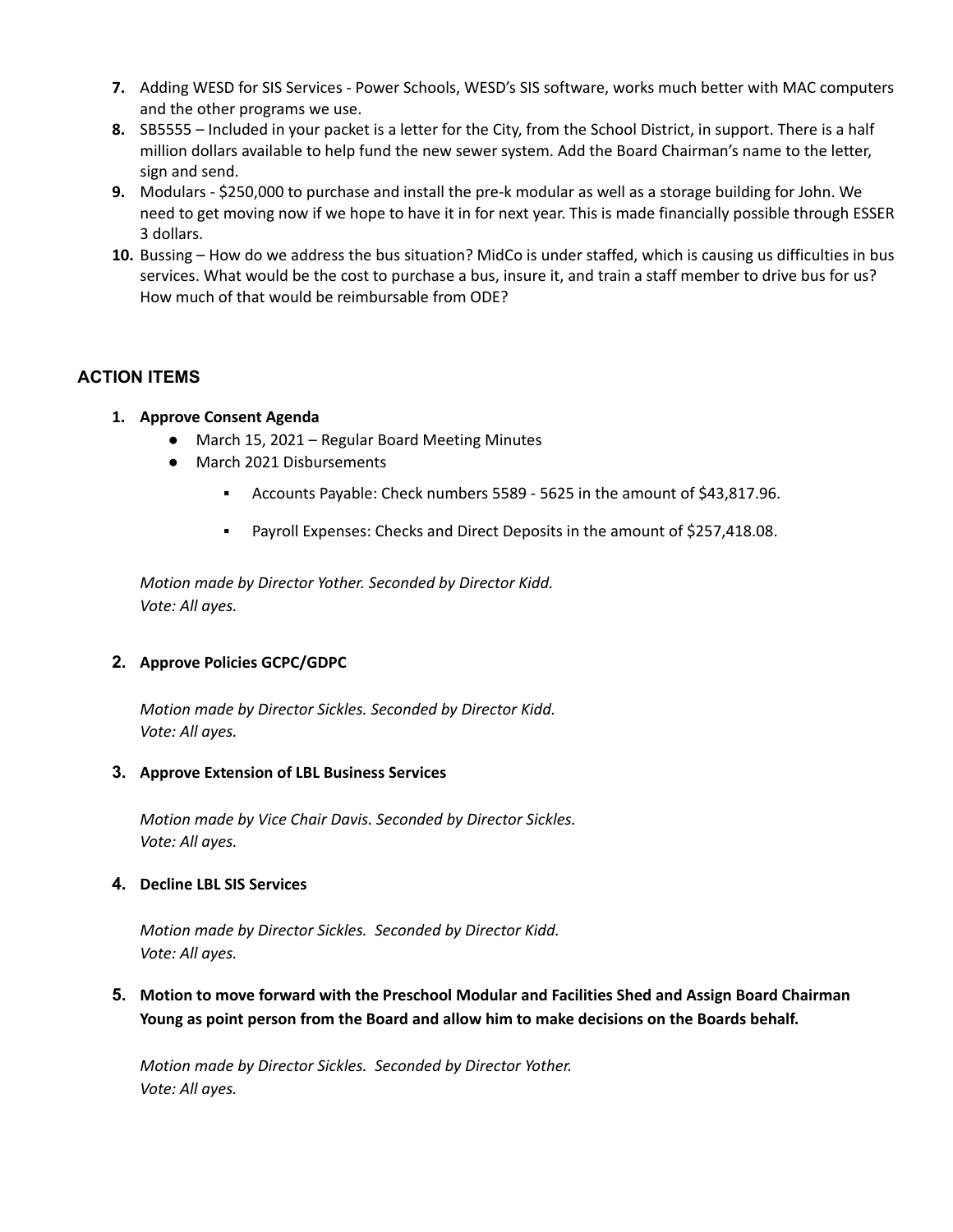7. Adding WESD for SIS Services - Power Schools, WESD's SIS software, works much better with MAC computers and the other programs we use.
8. SB5555 – Included in your packet is a letter for the City, from the School District, in support. There is a half million dollars available to help fund the new sewer system. Add the Board Chairman's name to the letter, sign and send.
9. Modulars - $250,000 to purchase and install the pre-k modular as well as a storage building for John. We need to get moving now if we hope to have it in for next year. This is made financially possible through ESSER 3 dollars.
10. Bussing – How do we address the bus situation? MidCo is under staffed, which is causing us difficulties in bus services. What would be the cost to purchase a bus, insure it, and train a staff member to drive bus for us? How much of that would be reimbursable from ODE?

## ACTION ITEMS

1. **Approve Consent Agenda**
   - March 15, 2021 – Regular Board Meeting Minutes
   - March 2021 Disbursements
     - Accounts Payable: Check numbers 5589 - 5625 in the amount of $43,817.96.
     - Payroll Expenses: Checks and Direct Deposits in the amount of $257,418.08.

   *Motion made by Director Yother. Seconded by Director Kidd.*
   *Vote: All ayes.*

2. **Approve Policies GCPC/GDPC**

   *Motion made by Director Sickles. Seconded by Director Kidd.*
   *Vote: All ayes.*

3. **Approve Extension of LBL Business Services**

   *Motion made by Vice Chair Davis. Seconded by Director Sickles.*
   *Vote: All ayes.*

4. **Decline LBL SIS Services**

   *Motion made by Director Sickles. Seconded by Director Kidd.*
   *Vote: All ayes.*

5. **Motion to move forward with the Preschool Modular and Facilities Shed and Assign Board Chairman Young as point person from the Board and allow him to make decisions on the Boards behalf.**

   *Motion made by Director Sickles. Seconded by Director Yother.*
   *Vote: All ayes.*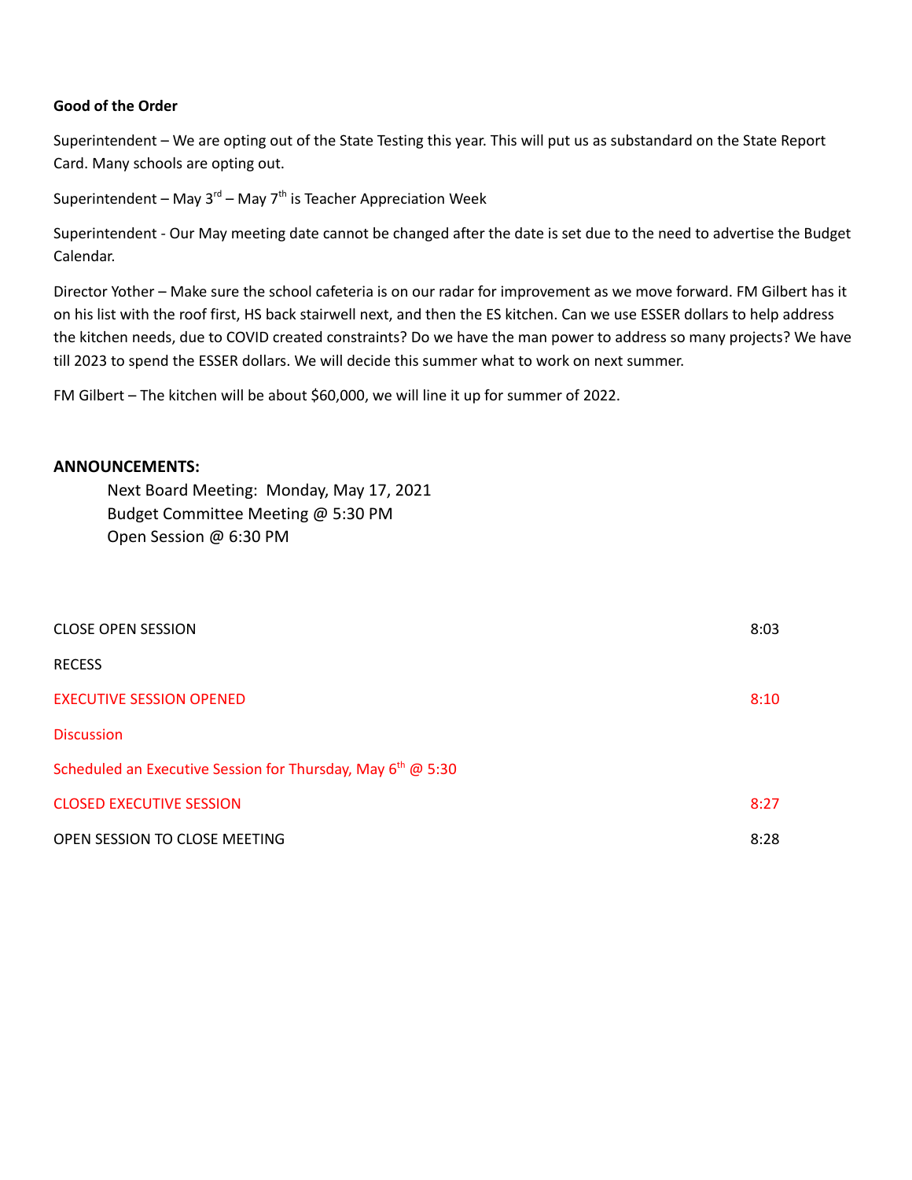**Good of the Order**

Superintendent – We are opting out of the State Testing this year. This will put us as substandard on the State Report Card. Many schools are opting out.

Superintendent – May 3rd – May 7th is Teacher Appreciation Week

Superintendent - Our May meeting date cannot be changed after the date is set due to the need to advertise the Budget Calendar.

Director Yother – Make sure the school cafeteria is on our radar for improvement as we move forward. FM Gilbert has it on his list with the roof first, HS back stairwell next, and then the ES kitchen. Can we use ESSER dollars to help address the kitchen needs, due to COVID created constraints? Do we have the man power to address so many projects? We have till 2023 to spend the ESSER dollars. We will decide this summer what to work on next summer.

FM Gilbert – The kitchen will be about $60,000, we will line it up for summer of 2022.

**ANNOUNCEMENTS:**

Next Board Meeting: Monday, May 17, 2021
Budget Committee Meeting @ 5:30 PM
Open Session @ 6:30 PM

| | |
|---|---|
| CLOSE OPEN SESSION | 8:03 |
| RECESS | |
| EXECUTIVE SESSION OPENED | 8:10 |
| Discussion | |
| Scheduled an Executive Session for Thursday, May 6th @ 5:30 | |
| CLOSED EXECUTIVE SESSION | 8:27 |
| OPEN SESSION TO CLOSE MEETING | 8:28 |